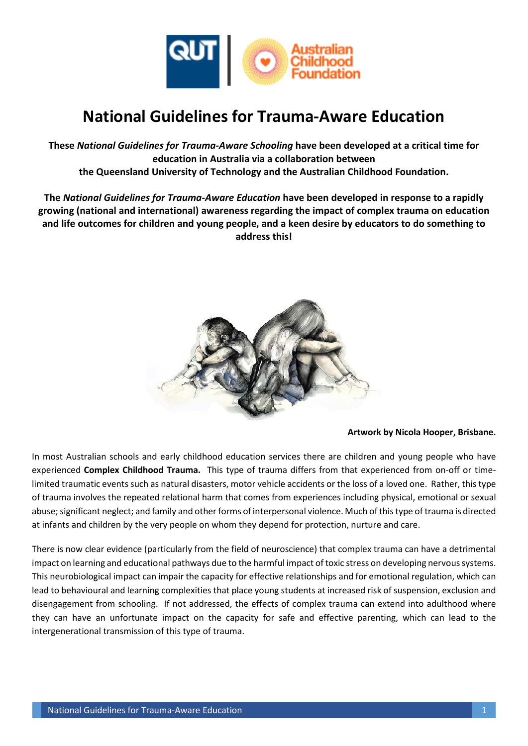# National Guidelines for Trauma-Aware Education

**These *National Guidelines for Trauma-Aware Schooling* have been developed at a critical time for education in Australia via a collaboration between the Queensland University of Technology and the Australian Childhood Foundation.**

**The *National Guidelines for Trauma-Aware Education* have been developed in response to a rapidly growing (national and international) awareness regarding the impact of complex trauma on education and life outcomes for children and young people, and a keen desire by educators to do something to address this!**

**Artwork by Nicola Hooper, Brisbane.**

In most Australian schools and early childhood education services there are children and young people who have experienced **Complex Childhood Trauma.** This type of trauma differs from that experienced from on-off or time-limited traumatic events such as natural disasters, motor vehicle accidents or the loss of a loved one. Rather, this type of trauma involves the repeated relational harm that comes from experiences including physical, emotional or sexual abuse; significant neglect; and family and other forms of interpersonal violence. Much of this type of trauma is directed at infants and children by the very people on whom they depend for protection, nurture and care.

There is now clear evidence (particularly from the field of neuroscience) that complex trauma can have a detrimental impact on learning and educational pathways due to the harmful impact of toxic stress on developing nervous systems. This neurobiological impact can impair the capacity for effective relationships and for emotional regulation, which can lead to behavioural and learning complexities that place young students at increased risk of suspension, exclusion and disengagement from schooling. If not addressed, the effects of complex trauma can extend into adulthood where they can have an unfortunate impact on the capacity for safe and effective parenting, which can lead to the intergenerational transmission of this type of trauma.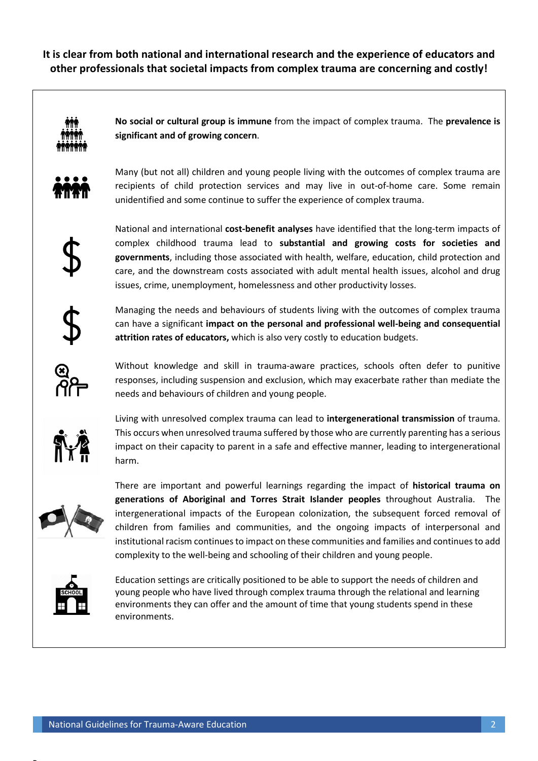**It is clear from both national and international research and the experience of educators and other professionals that societal impacts from complex trauma are concerning and costly!**

**No social or cultural group is immune** from the impact of complex trauma. The **prevalence is significant and of growing concern**.

Many (but not all) children and young people living with the outcomes of complex trauma are recipients of child protection services and may live in out-of-home care. Some remain unidentified and some continue to suffer the experience of complex trauma.

National and international **cost-benefit analyses** have identified that the long-term impacts of complex childhood trauma lead to **substantial and growing costs for societies and governments**, including those associated with health, welfare, education, child protection and care, and the downstream costs associated with adult mental health issues, alcohol and drug issues, crime, unemployment, homelessness and other productivity losses.

Managing the needs and behaviours of students living with the outcomes of complex trauma can have a significant **impact on the personal and professional well-being and consequential attrition rates of educators,** which is also very costly to education budgets.

Without knowledge and skill in trauma-aware practices, schools often defer to punitive responses, including suspension and exclusion, which may exacerbate rather than mediate the needs and behaviours of children and young people.

Living with unresolved complex trauma can lead to **intergenerational transmission** of trauma. This occurs when unresolved trauma suffered by those who are currently parenting has a serious impact on their capacity to parent in a safe and effective manner, leading to intergenerational harm.

There are important and powerful learnings regarding the impact of **historical trauma on generations of Aboriginal and Torres Strait Islander peoples** throughout Australia. The intergenerational impacts of the European colonization, the subsequent forced removal of children from families and communities, and the ongoing impacts of interpersonal and institutional racism continues to impact on these communities and families and continues to add complexity to the well-being and schooling of their children and young people.

Education settings are critically positioned to be able to support the needs of children and young people who have lived through complex trauma through the relational and learning environments they can offer and the amount of time that young students spend in these environments.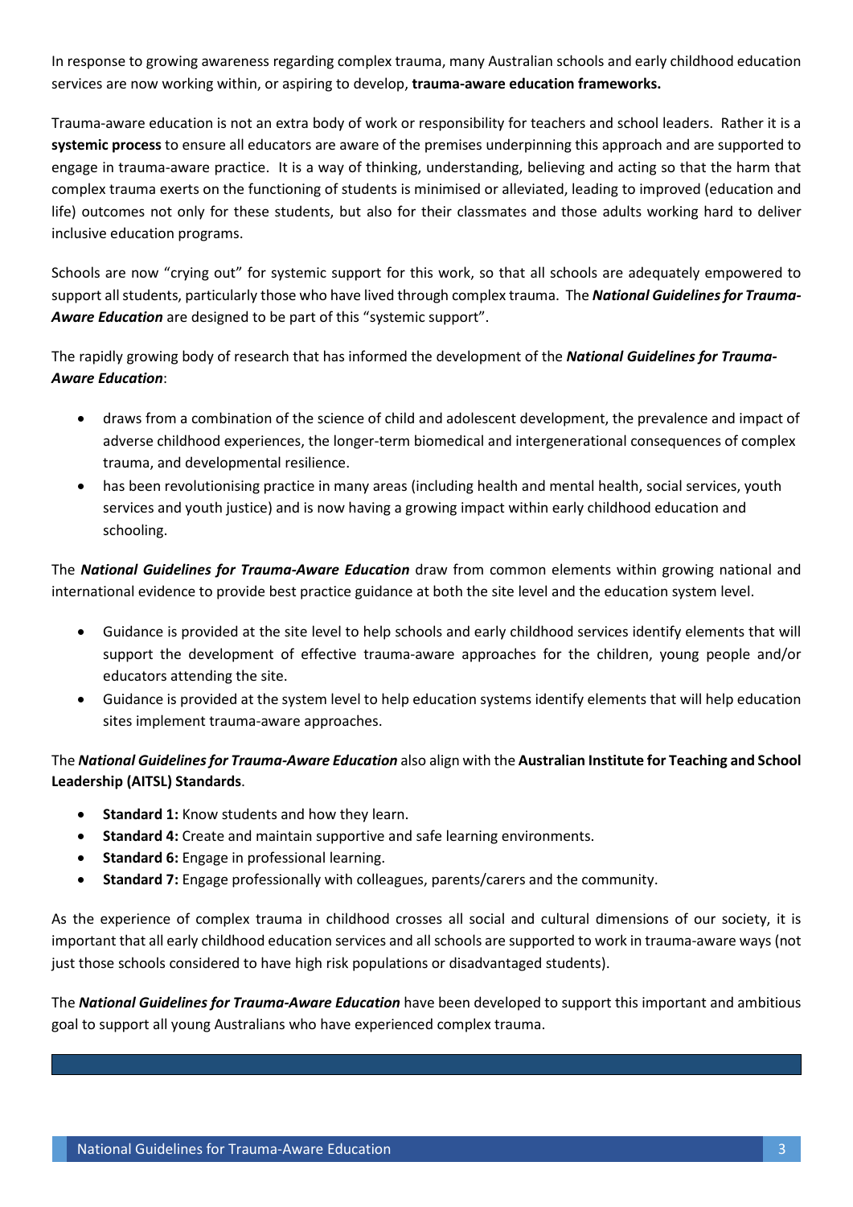In response to growing awareness regarding complex trauma, many Australian schools and early childhood education services are now working within, or aspiring to develop, **trauma-aware education frameworks.**

Trauma-aware education is not an extra body of work or responsibility for teachers and school leaders. Rather it is a **systemic process** to ensure all educators are aware of the premises underpinning this approach and are supported to engage in trauma-aware practice. It is a way of thinking, understanding, believing and acting so that the harm that complex trauma exerts on the functioning of students is minimised or alleviated, leading to improved (education and life) outcomes not only for these students, but also for their classmates and those adults working hard to deliver inclusive education programs.

Schools are now "crying out" for systemic support for this work, so that all schools are adequately empowered to support all students, particularly those who have lived through complex trauma. The ***National Guidelines for Trauma-Aware Education*** are designed to be part of this "systemic support".

The rapidly growing body of research that has informed the development of the ***National Guidelines for Trauma-Aware Education***:

- draws from a combination of the science of child and adolescent development, the prevalence and impact of adverse childhood experiences, the longer-term biomedical and intergenerational consequences of complex trauma, and developmental resilience.
- has been revolutionising practice in many areas (including health and mental health, social services, youth services and youth justice) and is now having a growing impact within early childhood education and schooling.

The ***National Guidelines for Trauma-Aware Education*** draw from common elements within growing national and international evidence to provide best practice guidance at both the site level and the education system level.

- Guidance is provided at the site level to help schools and early childhood services identify elements that will support the development of effective trauma-aware approaches for the children, young people and/or educators attending the site.
- Guidance is provided at the system level to help education systems identify elements that will help education sites implement trauma-aware approaches.

The ***National Guidelines for Trauma-Aware Education*** also align with the **Australian Institute for Teaching and School Leadership (AITSL) Standards**.

- **Standard 1:** Know students and how they learn.
- **Standard 4:** Create and maintain supportive and safe learning environments.
- **Standard 6:** Engage in professional learning.
- **Standard 7:** Engage professionally with colleagues, parents/carers and the community.

As the experience of complex trauma in childhood crosses all social and cultural dimensions of our society, it is important that all early childhood education services and all schools are supported to work in trauma-aware ways (not just those schools considered to have high risk populations or disadvantaged students).

The ***National Guidelines for Trauma-Aware Education*** have been developed to support this important and ambitious goal to support all young Australians who have experienced complex trauma.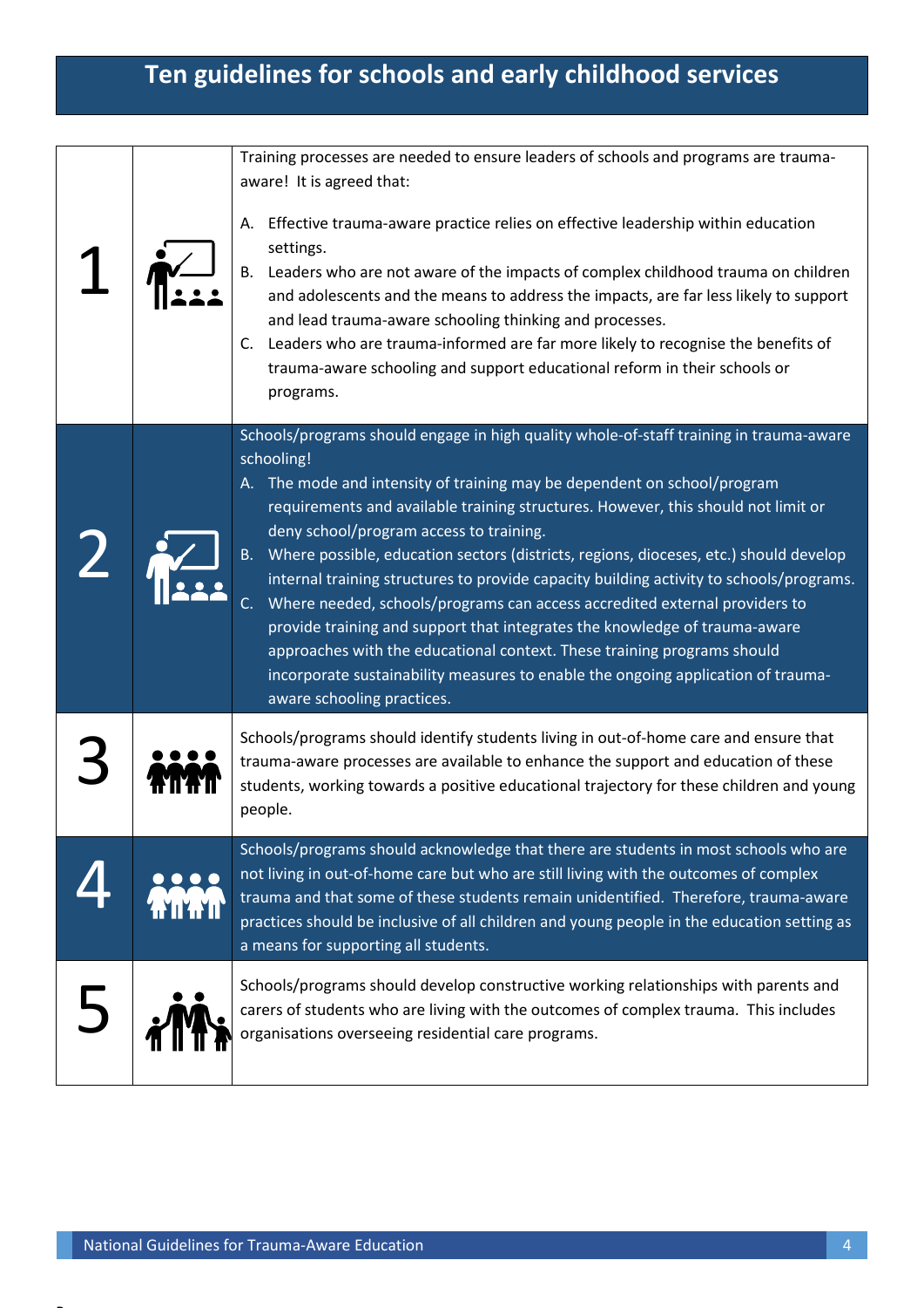# Ten guidelines for schools and early childhood services

## 1

Training processes are needed to ensure leaders of schools and programs are trauma-aware! It is agreed that:

A. Effective trauma-aware practice relies on effective leadership within education settings.
B. Leaders who are not aware of the impacts of complex childhood trauma on children and adolescents and the means to address the impacts, are far less likely to support and lead trauma-aware schooling thinking and processes.
C. Leaders who are trauma-informed are far more likely to recognise the benefits of trauma-aware schooling and support educational reform in their schools or programs.

## 2

Schools/programs should engage in high quality whole-of-staff training in trauma-aware schooling!

A. The mode and intensity of training may be dependent on school/program requirements and available training structures. However, this should not limit or deny school/program access to training.
B. Where possible, education sectors (districts, regions, dioceses, etc.) should develop internal training structures to provide capacity building activity to schools/programs.
C. Where needed, schools/programs can access accredited external providers to provide training and support that integrates the knowledge of trauma-aware approaches with the educational context. These training programs should incorporate sustainability measures to enable the ongoing application of trauma-aware schooling practices.

## 3

Schools/programs should identify students living in out-of-home care and ensure that trauma-aware processes are available to enhance the support and education of these students, working towards a positive educational trajectory for these children and young people.

## 4

Schools/programs should acknowledge that there are students in most schools who are not living in out-of-home care but who are still living with the outcomes of complex trauma and that some of these students remain unidentified. Therefore, trauma-aware practices should be inclusive of all children and young people in the education setting as a means for supporting all students.

## 5

Schools/programs should develop constructive working relationships with parents and carers of students who are living with the outcomes of complex trauma. This includes organisations overseeing residential care programs.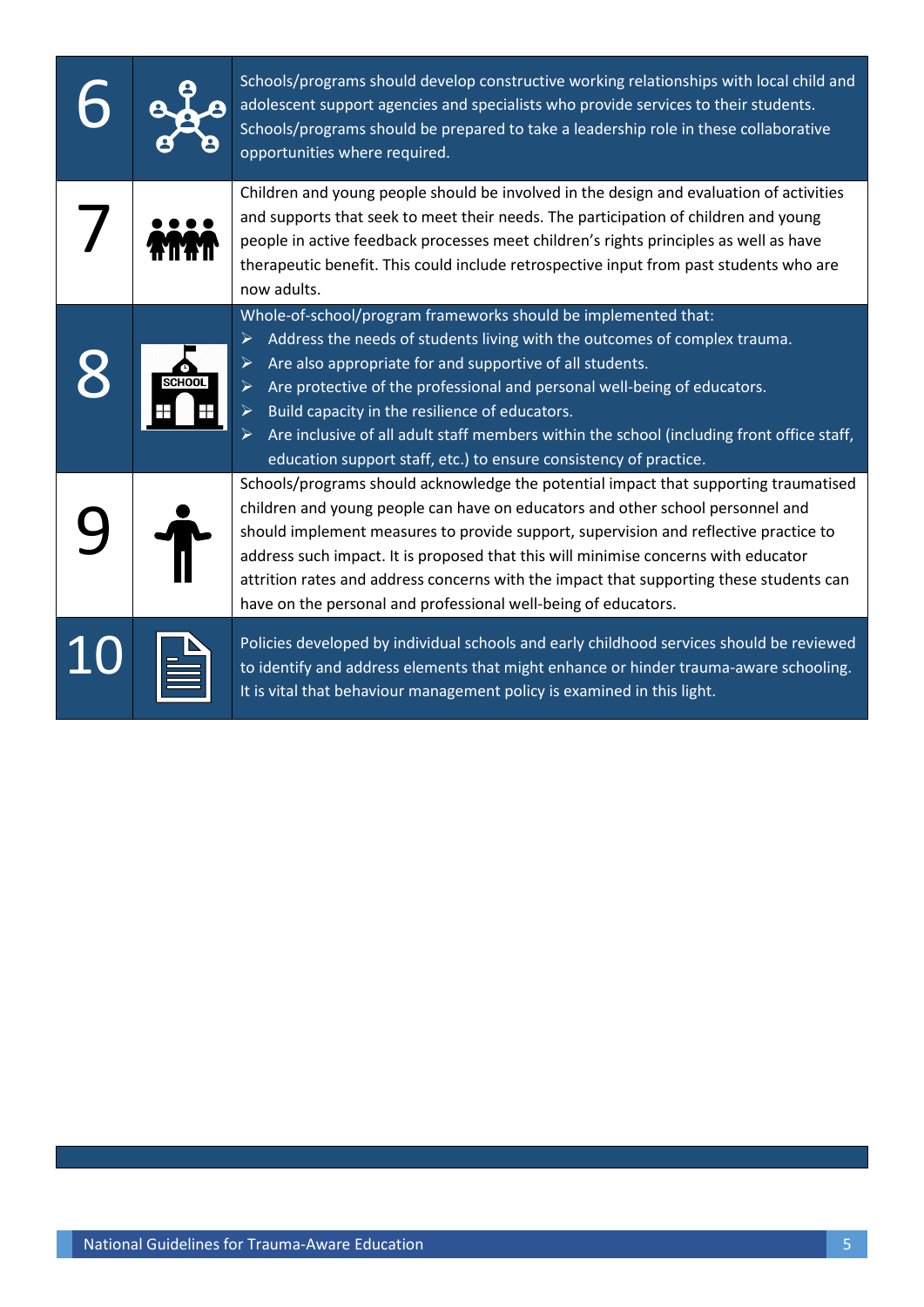| | | |
|---|---|---|
| 6 | | Schools/programs should develop constructive working relationships with local child and adolescent support agencies and specialists who provide services to their students. Schools/programs should be prepared to take a leadership role in these collaborative opportunities where required. |
| 7 | | Children and young people should be involved in the design and evaluation of activities and supports that seek to meet their needs. The participation of children and young people in active feedback processes meet children's rights principles as well as have therapeutic benefit. This could include retrospective input from past students who are now adults. |
| 8 | | Whole-of-school/program frameworks should be implemented that:<br>➢ Address the needs of students living with the outcomes of complex trauma.<br>➢ Are also appropriate for and supportive of all students.<br>➢ Are protective of the professional and personal well-being of educators.<br>➢ Build capacity in the resilience of educators.<br>➢ Are inclusive of all adult staff members within the school (including front office staff, education support staff, etc.) to ensure consistency of practice. |
| 9 | | Schools/programs should acknowledge the potential impact that supporting traumatised children and young people can have on educators and other school personnel and should implement measures to provide support, supervision and reflective practice to address such impact. It is proposed that this will minimise concerns with educator attrition rates and address concerns with the impact that supporting these students can have on the personal and professional well-being of educators. |
| 10 | | Policies developed by individual schools and early childhood services should be reviewed to identify and address elements that might enhance or hinder trauma-aware schooling. It is vital that behaviour management policy is examined in this light. |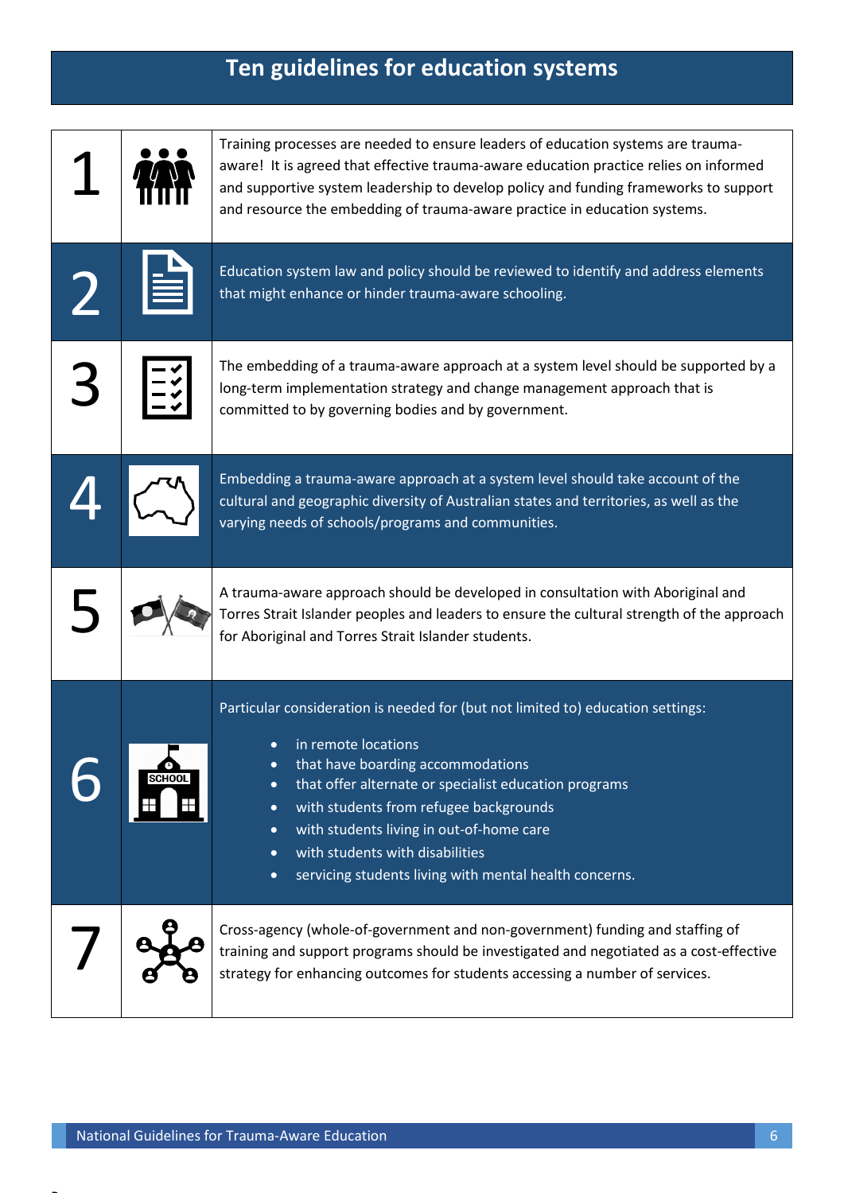# Ten guidelines for education systems

| | |
|---|---|
| 1 | Training processes are needed to ensure leaders of education systems are trauma-aware! It is agreed that effective trauma-aware education practice relies on informed and supportive system leadership to develop policy and funding frameworks to support and resource the embedding of trauma-aware practice in education systems. |
| 2 | Education system law and policy should be reviewed to identify and address elements that might enhance or hinder trauma-aware schooling. |
| 3 | The embedding of a trauma-aware approach at a system level should be supported by a long-term implementation strategy and change management approach that is committed to by governing bodies and by government. |
| 4 | Embedding a trauma-aware approach at a system level should take account of the cultural and geographic diversity of Australian states and territories, as well as the varying needs of schools/programs and communities. |
| 5 | A trauma-aware approach should be developed in consultation with Aboriginal and Torres Strait Islander peoples and leaders to ensure the cultural strength of the approach for Aboriginal and Torres Strait Islander students. |
| 6 | Particular consideration is needed for (but not limited to) education settings:<br>• in remote locations<br>• that have boarding accommodations<br>• that offer alternate or specialist education programs<br>• with students from refugee backgrounds<br>• with students living in out-of-home care<br>• with students with disabilities<br>• servicing students living with mental health concerns. |
| 7 | Cross-agency (whole-of-government and non-government) funding and staffing of training and support programs should be investigated and negotiated as a cost-effective strategy for enhancing outcomes for students accessing a number of services. |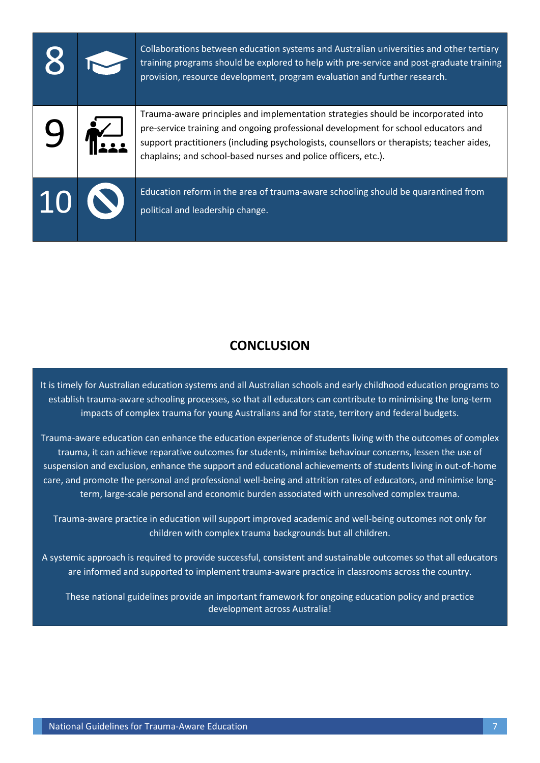| | | |
|---|---|---|
| 8 | | Collaborations between education systems and Australian universities and other tertiary training programs should be explored to help with pre-service and post-graduate training provision, resource development, program evaluation and further research. |
| 9 | | Trauma-aware principles and implementation strategies should be incorporated into pre-service training and ongoing professional development for school educators and support practitioners (including psychologists, counsellors or therapists; teacher aides, chaplains; and school-based nurses and police officers, etc.). |
| 10 | | Education reform in the area of trauma-aware schooling should be quarantined from political and leadership change. |

## CONCLUSION

It is timely for Australian education systems and all Australian schools and early childhood education programs to establish trauma-aware schooling processes, so that all educators can contribute to minimising the long-term impacts of complex trauma for young Australians and for state, territory and federal budgets.

Trauma-aware education can enhance the education experience of students living with the outcomes of complex trauma, it can achieve reparative outcomes for students, minimise behaviour concerns, lessen the use of suspension and exclusion, enhance the support and educational achievements of students living in out-of-home care, and promote the personal and professional well-being and attrition rates of educators, and minimise long-term, large-scale personal and economic burden associated with unresolved complex trauma.

Trauma-aware practice in education will support improved academic and well-being outcomes not only for children with complex trauma backgrounds but all children.

A systemic approach is required to provide successful, consistent and sustainable outcomes so that all educators are informed and supported to implement trauma-aware practice in classrooms across the country.

These national guidelines provide an important framework for ongoing education policy and practice development across Australia!